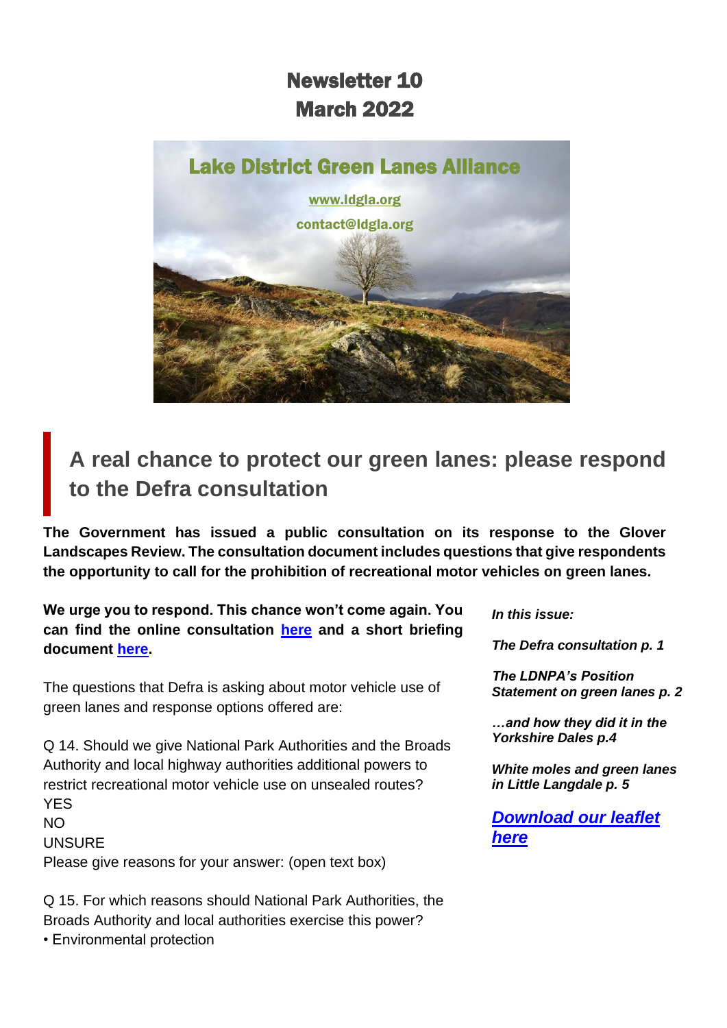# Newsletter 10
# March 2022

Lake District Green Lanes Alliance

www.ldgla.org

contact@ldgla.org

## A real chance to protect our green lanes: please respond to the Defra consultation

**The Government has issued a public consultation on its response to the Glover Landscapes Review. The consultation document includes questions that give respondents the opportunity to call for the prohibition of recreational motor vehicles on green lanes.**

**We urge you to respond. This chance won't come again. You can find the online consultation here and a short briefing document here.**

The questions that Defra is asking about motor vehicle use of green lanes and response options offered are:

Q 14. Should we give National Park Authorities and the Broads Authority and local highway authorities additional powers to restrict recreational motor vehicle use on unsealed routes?
YES
NO
UNSURE
Please give reasons for your answer: (open text box)

Q 15. For which reasons should National Park Authorities, the Broads Authority and local authorities exercise this power?
• Environmental protection

***In this issue:***

***The Defra consultation p. 1***

***The LDNPA's Position Statement on green lanes p. 2***

***…and how they did it in the Yorkshire Dales p.4***

***White moles and green lanes in Little Langdale p. 5***

***Download our leaflet here***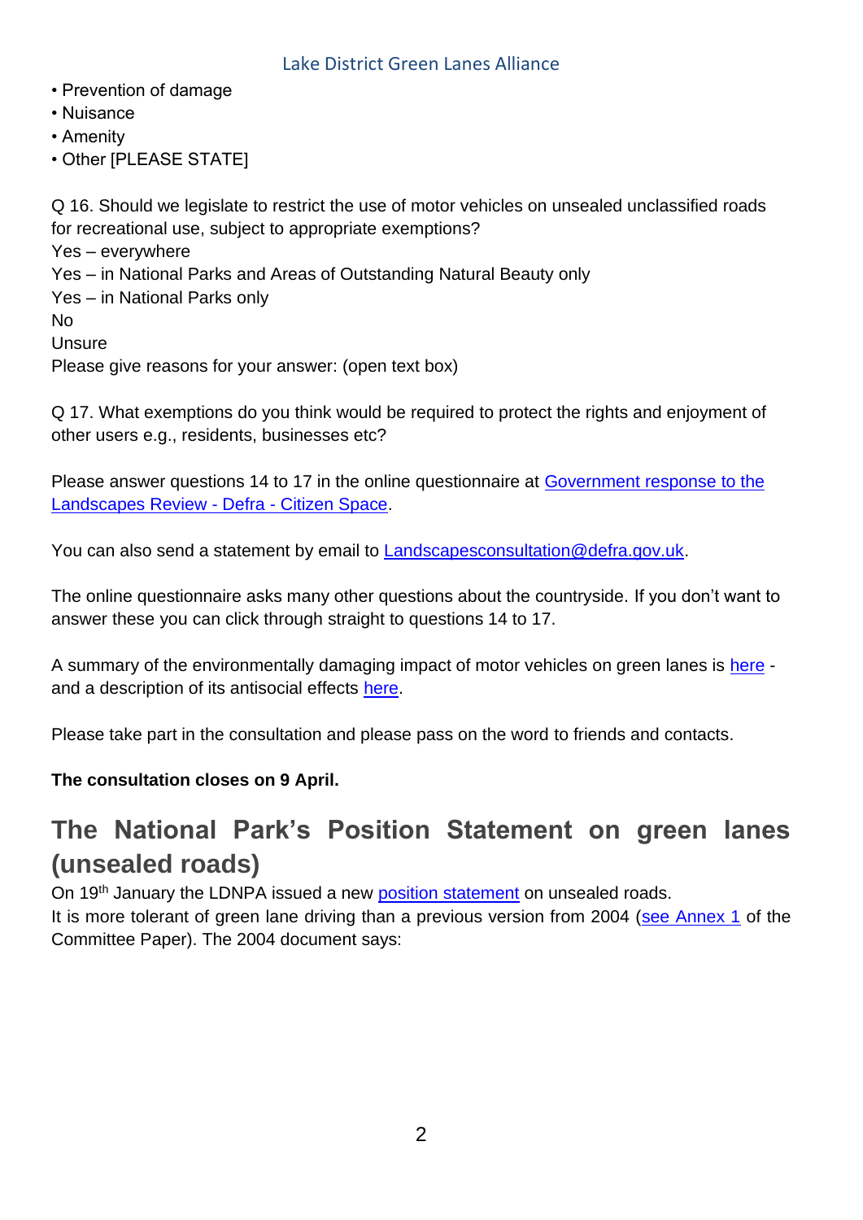- Prevention of damage
- Nuisance
- Amenity
- Other [PLEASE STATE]

Q 16. Should we legislate to restrict the use of motor vehicles on unsealed unclassified roads for recreational use, subject to appropriate exemptions?
Yes – everywhere
Yes – in National Parks and Areas of Outstanding Natural Beauty only
Yes – in National Parks only
No
Unsure
Please give reasons for your answer: (open text box)

Q 17. What exemptions do you think would be required to protect the rights and enjoyment of other users e.g., residents, businesses etc?

Please answer questions 14 to 17 in the online questionnaire at Government response to the Landscapes Review - Defra - Citizen Space.

You can also send a statement by email to Landscapesconsultation@defra.gov.uk.

The online questionnaire asks many other questions about the countryside. If you don't want to answer these you can click through straight to questions 14 to 17.

A summary of the environmentally damaging impact of motor vehicles on green lanes is here - and a description of its antisocial effects here.

Please take part in the consultation and please pass on the word to friends and contacts.

**The consultation closes on 9 April.**

## The National Park's Position Statement on green lanes (unsealed roads)

On 19th January the LDNPA issued a new position statement on unsealed roads.
It is more tolerant of green lane driving than a previous version from 2004 (see Annex 1 of the Committee Paper). The 2004 document says: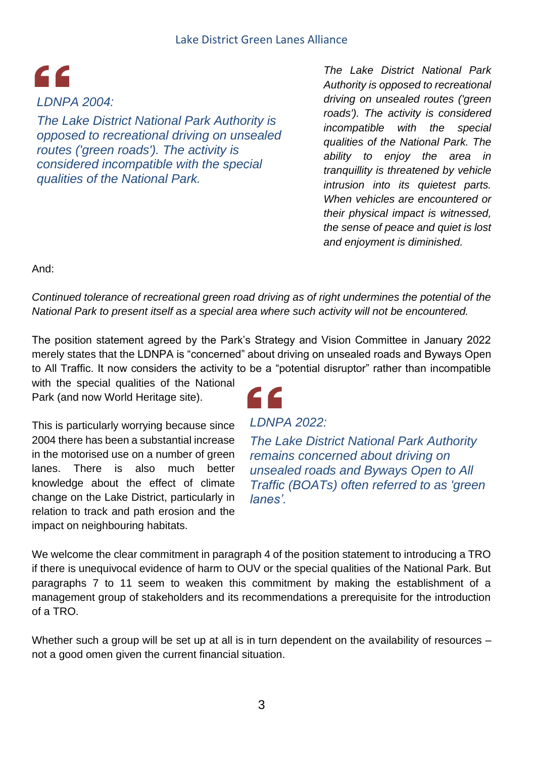> *LDNPA 2004:*
>
> *The Lake District National Park Authority is opposed to recreational driving on unsealed routes ('green roads'). The activity is considered incompatible with the special qualities of the National Park.*

*The Lake District National Park Authority is opposed to recreational driving on unsealed routes ('green roads'). The activity is considered incompatible with the special qualities of the National Park. The ability to enjoy the area in tranquillity is threatened by vehicle intrusion into its quietest parts. When vehicles are encountered or their physical impact is witnessed, the sense of peace and quiet is lost and enjoyment is diminished.*

And:

*Continued tolerance of recreational green road driving as of right undermines the potential of the National Park to present itself as a special area where such activity will not be encountered.*

The position statement agreed by the Park's Strategy and Vision Committee in January 2022 merely states that the LDNPA is "concerned" about driving on unsealed roads and Byways Open to All Traffic. It now considers the activity to be a "potential disruptor" rather than incompatible with the special qualities of the National Park (and now World Heritage site).

This is particularly worrying because since 2004 there has been a substantial increase in the motorised use on a number of green lanes. There is also much better knowledge about the effect of climate change on the Lake District, particularly in relation to track and path erosion and the impact on neighbouring habitats.

> *LDNPA 2022:*
>
> *The Lake District National Park Authority remains concerned about driving on unsealed roads and Byways Open to All Traffic (BOATs) often referred to as 'green lanes'.*

We welcome the clear commitment in paragraph 4 of the position statement to introducing a TRO if there is unequivocal evidence of harm to OUV or the special qualities of the National Park. But paragraphs 7 to 11 seem to weaken this commitment by making the establishment of a management group of stakeholders and its recommendations a prerequisite for the introduction of a TRO.

Whether such a group will be set up at all is in turn dependent on the availability of resources – not a good omen given the current financial situation.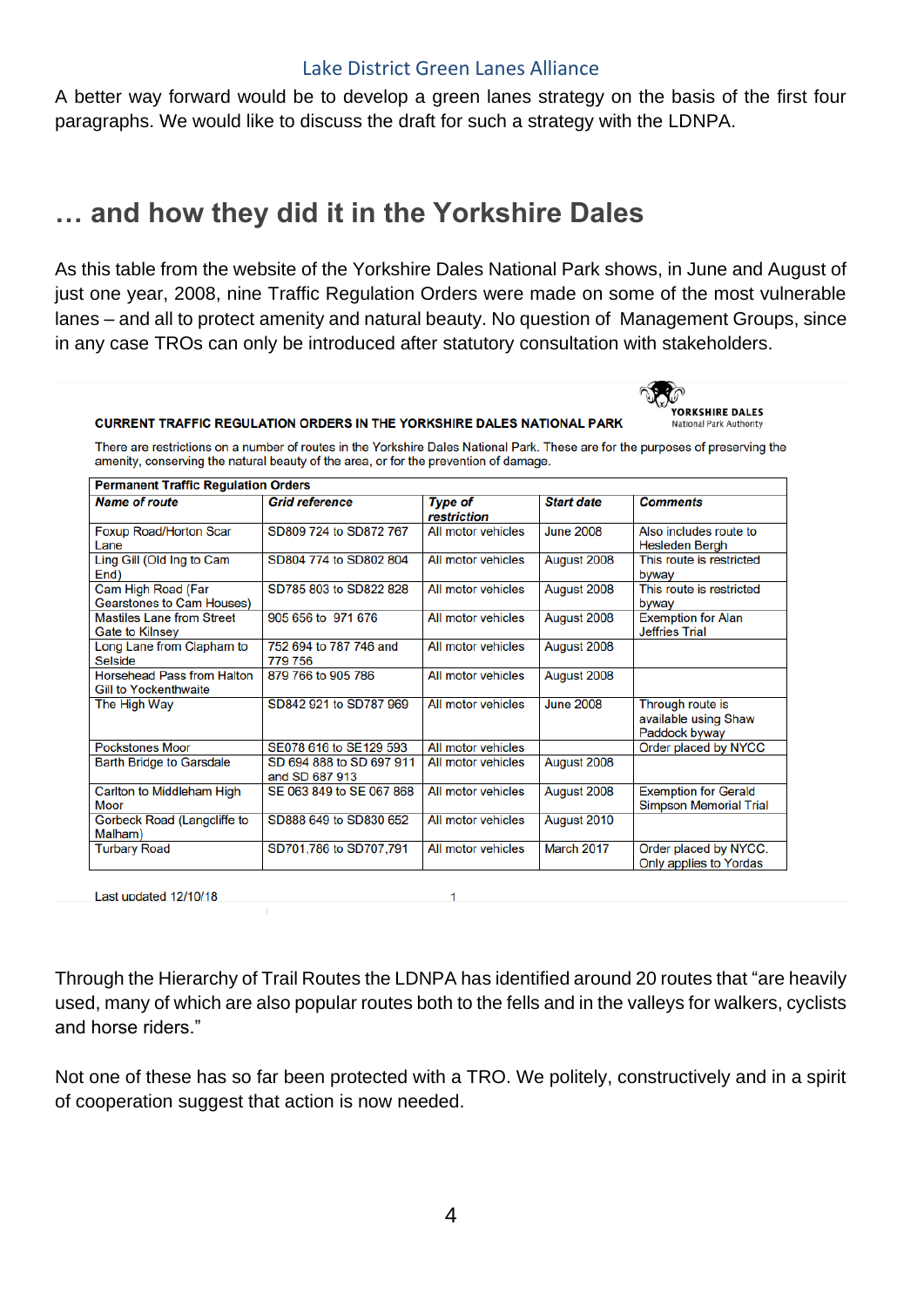A better way forward would be to develop a green lanes strategy on the basis of the first four paragraphs. We would like to discuss the draft for such a strategy with the LDNPA.

## … and how they did it in the Yorkshire Dales

As this table from the website of the Yorkshire Dales National Park shows, in June and August of just one year, 2008, nine Traffic Regulation Orders were made on some of the most vulnerable lanes – and all to protect amenity and natural beauty. No question of Management Groups, since in any case TROs can only be introduced after statutory consultation with stakeholders.

YORKSHIRE DALES
National Park Authority

**CURRENT TRAFFIC REGULATION ORDERS IN THE YORKSHIRE DALES NATIONAL PARK**

There are restrictions on a number of routes in the Yorkshire Dales National Park. These are for the purposes of preserving the amenity, conserving the natural beauty of the area, or for the prevention of damage.

| **Permanent Traffic Regulation Orders** | | | | |
|---|---|---|---|---|
| ***Name of route*** | ***Grid reference*** | ***Type of restriction*** | ***Start date*** | ***Comments*** |
| Foxup Road/Horton Scar Lane | SD809 724 to SD872 767 | All motor vehicles | June 2008 | Also includes route to Hesleden Bergh |
| Ling Gill (Old Ing to Cam End) | SD804 774 to SD802 804 | All motor vehicles | August 2008 | This route is restricted byway |
| Cam High Road (Far Gearstones to Cam Houses) | SD785 803 to SD822 828 | All motor vehicles | August 2008 | This route is restricted byway |
| Mastiles Lane from Street Gate to Kilnsey | 905 656 to 971 676 | All motor vehicles | August 2008 | Exemption for Alan Jeffries Trial |
| Long Lane from Clapham to Selside | 752 694 to 787 746 and 779 756 | All motor vehicles | August 2008 | |
| Horsehead Pass from Halton Gill to Yockenthwaite | 879 766 to 905 786 | All motor vehicles | August 2008 | |
| The High Way | SD842 921 to SD787 969 | All motor vehicles | June 2008 | Through route is available using Shaw Paddock byway |
| Pockstones Moor | SE078 616 to SE129 593 | All motor vehicles | | Order placed by NYCC |
| Barth Bridge to Garsdale | SD 694 888 to SD 697 911 and SD 687 913 | All motor vehicles | August 2008 | |
| Carlton to Middleham High Moor | SE 063 849 to SE 067 868 | All motor vehicles | August 2008 | Exemption for Gerald Simpson Memorial Trial |
| Gorbeck Road (Langcliffe to Malham) | SD888 649 to SD830 652 | All motor vehicles | August 2010 | |
| Turbary Road | SD701,786 to SD707,791 | All motor vehicles | March 2017 | Order placed by NYCC. Only applies to Yordas |

Last updated 12/10/18

Through the Hierarchy of Trail Routes the LDNPA has identified around 20 routes that "are heavily used, many of which are also popular routes both to the fells and in the valleys for walkers, cyclists and horse riders."

Not one of these has so far been protected with a TRO. We politely, constructively and in a spirit of cooperation suggest that action is now needed.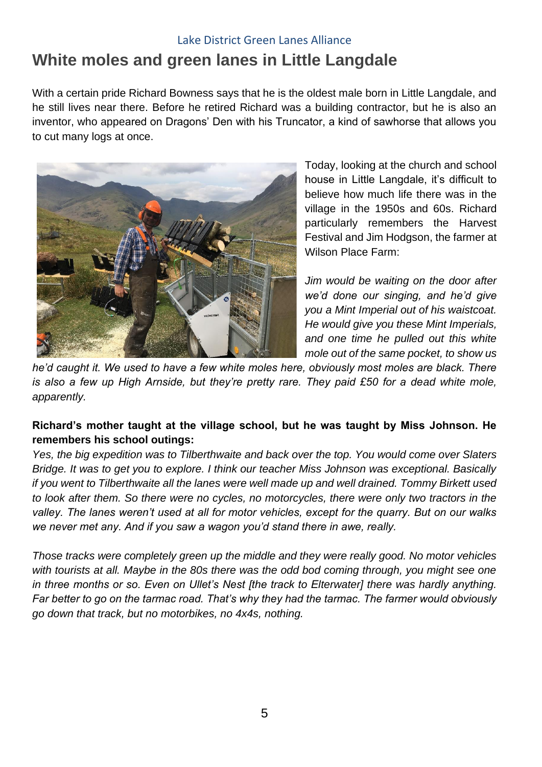# White moles and green lanes in Little Langdale

With a certain pride Richard Bowness says that he is the oldest male born in Little Langdale, and he still lives near there. Before he retired Richard was a building contractor, but he is also an inventor, who appeared on Dragons' Den with his Truncator, a kind of sawhorse that allows you to cut many logs at once.

Today, looking at the church and school house in Little Langdale, it's difficult to believe how much life there was in the village in the 1950s and 60s. Richard particularly remembers the Harvest Festival and Jim Hodgson, the farmer at Wilson Place Farm:

*Jim would be waiting on the door after we'd done our singing, and he'd give you a Mint Imperial out of his waistcoat. He would give you these Mint Imperials, and one time he pulled out this white mole out of the same pocket, to show us he'd caught it. We used to have a few white moles here, obviously most moles are black. There is also a few up High Arnside, but they're pretty rare. They paid £50 for a dead white mole, apparently.*

**Richard's mother taught at the village school, but he was taught by Miss Johnson. He remembers his school outings:**

*Yes, the big expedition was to Tilberthwaite and back over the top. You would come over Slaters Bridge. It was to get you to explore. I think our teacher Miss Johnson was exceptional. Basically if you went to Tilberthwaite all the lanes were well made up and well drained. Tommy Birkett used to look after them. So there were no cycles, no motorcycles, there were only two tractors in the valley. The lanes weren't used at all for motor vehicles, except for the quarry. But on our walks we never met any. And if you saw a wagon you'd stand there in awe, really.*

*Those tracks were completely green up the middle and they were really good. No motor vehicles with tourists at all. Maybe in the 80s there was the odd bod coming through, you might see one in three months or so. Even on Ullet's Nest [the track to Elterwater] there was hardly anything. Far better to go on the tarmac road. That's why they had the tarmac. The farmer would obviously go down that track, but no motorbikes, no 4x4s, nothing.*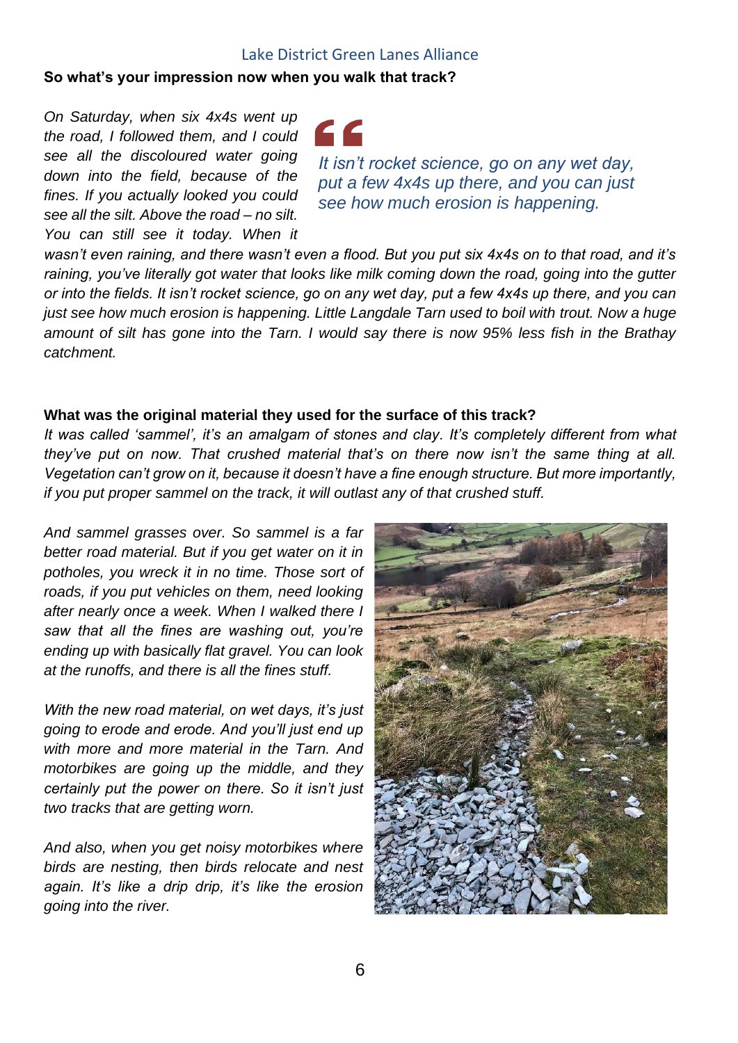**So what's your impression now when you walk that track?**

*On Saturday, when six 4x4s went up the road, I followed them, and I could see all the discoloured water going down into the field, because of the fines. If you actually looked you could see all the silt. Above the road – no silt. You can still see it today. When it wasn't even raining, and there wasn't even a flood. But you put six 4x4s on to that road, and it's raining, you've literally got water that looks like milk coming down the road, going into the gutter or into the fields. It isn't rocket science, go on any wet day, put a few 4x4s up there, and you can just see how much erosion is happening. Little Langdale Tarn used to boil with trout. Now a huge amount of silt has gone into the Tarn. I would say there is now 95% less fish in the Brathay catchment.*

> *It isn't rocket science, go on any wet day, put a few 4x4s up there, and you can just see how much erosion is happening.*

**What was the original material they used for the surface of this track?**

*It was called 'sammel', it's an amalgam of stones and clay. It's completely different from what they've put on now. That crushed material that's on there now isn't the same thing at all. Vegetation can't grow on it, because it doesn't have a fine enough structure. But more importantly, if you put proper sammel on the track, it will outlast any of that crushed stuff.*

*And sammel grasses over. So sammel is a far better road material. But if you get water on it in potholes, you wreck it in no time. Those sort of roads, if you put vehicles on them, need looking after nearly once a week. When I walked there I saw that all the fines are washing out, you're ending up with basically flat gravel. You can look at the runoffs, and there is all the fines stuff.*

*With the new road material, on wet days, it's just going to erode and erode. And you'll just end up with more and more material in the Tarn. And motorbikes are going up the middle, and they certainly put the power on there. So it isn't just two tracks that are getting worn.*

*And also, when you get noisy motorbikes where birds are nesting, then birds relocate and nest again. It's like a drip drip, it's like the erosion going into the river.*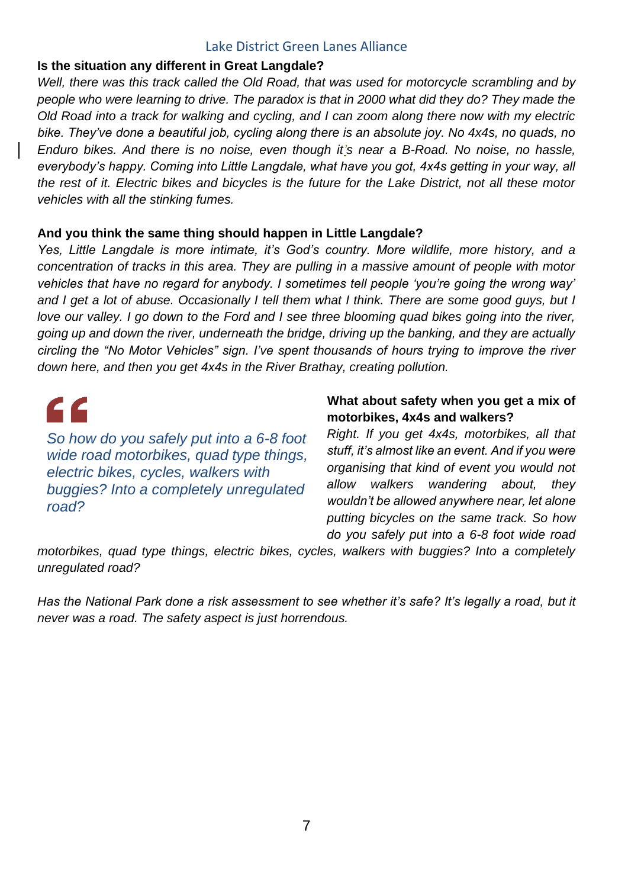**Is the situation any different in Great Langdale?**

*Well, there was this track called the Old Road, that was used for motorcycle scrambling and by people who were learning to drive. The paradox is that in 2000 what did they do? They made the Old Road into a track for walking and cycling, and I can zoom along there now with my electric bike. They've done a beautiful job, cycling along there is an absolute joy. No 4x4s, no quads, no Enduro bikes. And there is no noise, even though it's near a B-Road. No noise, no hassle, everybody's happy. Coming into Little Langdale, what have you got, 4x4s getting in your way, all the rest of it. Electric bikes and bicycles is the future for the Lake District, not all these motor vehicles with all the stinking fumes.*

**And you think the same thing should happen in Little Langdale?**

*Yes, Little Langdale is more intimate, it's God's country. More wildlife, more history, and a concentration of tracks in this area. They are pulling in a massive amount of people with motor vehicles that have no regard for anybody. I sometimes tell people 'you're going the wrong way' and I get a lot of abuse. Occasionally I tell them what I think. There are some good guys, but I love our valley. I go down to the Ford and I see three blooming quad bikes going into the river, going up and down the river, underneath the bridge, driving up the banking, and they are actually circling the "No Motor Vehicles" sign. I've spent thousands of hours trying to improve the river down here, and then you get 4x4s in the River Brathay, creating pollution.*

> *So how do you safely put into a 6-8 foot wide road motorbikes, quad type things, electric bikes, cycles, walkers with buggies? Into a completely unregulated road?*

**What about safety when you get a mix of motorbikes, 4x4s and walkers?**

*Right. If you get 4x4s, motorbikes, all that stuff, it's almost like an event. And if you were organising that kind of event you would not allow walkers wandering about, they wouldn't be allowed anywhere near, let alone putting bicycles on the same track. So how do you safely put into a 6-8 foot wide road motorbikes, quad type things, electric bikes, cycles, walkers with buggies? Into a completely unregulated road?*

*Has the National Park done a risk assessment to see whether it's safe? It's legally a road, but it never was a road. The safety aspect is just horrendous.*